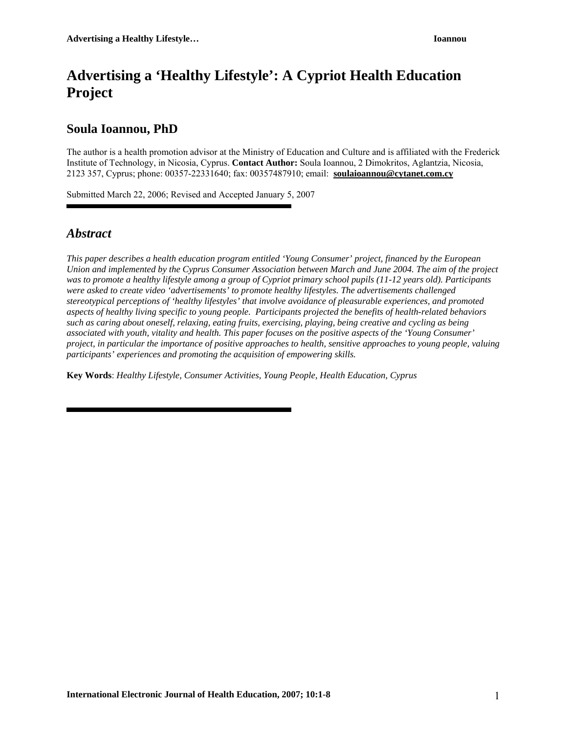# Advertising a 'Healthy Lifestyle': A Cypriot Health Education Project

## Soula Ioannou, PhD

The author is a health promotion advisor at the Ministry of Education and Culture and is affiliated with the Frederick Institute of Technology, in Nicosia, Cyprus. **Contact Author:** Soula Ioannou, 2 Dimokritos, Aglantzia, Nicosia, 2123 357, Cyprus; phone: 00357-22331640; fax: 00357487910; email: **soulaioannou@cytanet.com.cy**

Submitted March 22, 2006; Revised and Accepted January 5, 2007

## *Abstract*

*This paper describes a health education program entitled 'Young Consumer' project, financed by the European Union and implemented by the Cyprus Consumer Association between March and June 2004. The aim of the project was to promote a healthy lifestyle among a group of Cypriot primary school pupils (11-12 years old). Participants were asked to create video 'advertisements' to promote healthy lifestyles. The advertisements challenged stereotypical perceptions of 'healthy lifestyles' that involve avoidance of pleasurable experiences, and promoted aspects of healthy living specific to young people. Participants projected the benefits of health-related behaviors such as caring about oneself, relaxing, eating fruits, exercising, playing, being creative and cycling as being associated with youth, vitality and health. This paper focuses on the positive aspects of the 'Young Consumer' project, in particular the importance of positive approaches to health, sensitive approaches to young people, valuing participants' experiences and promoting the acquisition of empowering skills.*

**Key Words**: *Healthy Lifestyle, Consumer Activities, Young People, Health Education, Cyprus*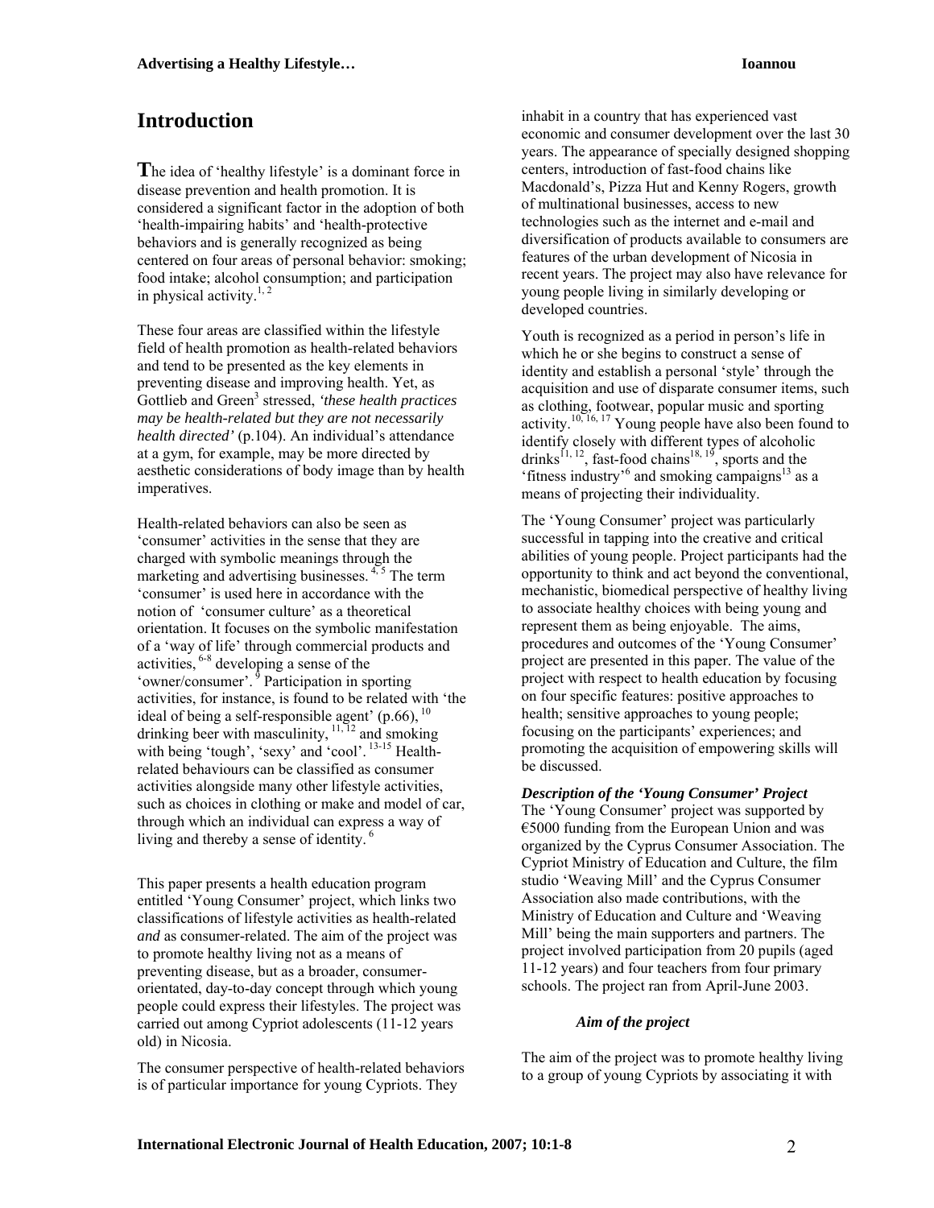## Introduction

The idea of 'healthy lifestyle' is a dominant force in disease prevention and health promotion. It is considered a significant factor in the adoption of both 'health-impairing habits' and 'health-protective behaviors and is generally recognized as being centered on four areas of personal behavior: smoking; food intake; alcohol consumption; and participation in physical activity.[1, 2]

These four areas are classified within the lifestyle field of health promotion as health-related behaviors and tend to be presented as the key elements in preventing disease and improving health. Yet, as Gottlieb and Green[3] stressed, *'these health practices may be health-related but they are not necessarily health directed'* (p.104). An individual's attendance at a gym, for example, may be more directed by aesthetic considerations of body image than by health imperatives.

Health-related behaviors can also be seen as 'consumer' activities in the sense that they are charged with symbolic meanings through the marketing and advertising businesses.[4, 5] The term 'consumer' is used here in accordance with the notion of 'consumer culture' as a theoretical orientation. It focuses on the symbolic manifestation of a 'way of life' through commercial products and activities,[6-8] developing a sense of the 'owner/consumer'.[9] Participation in sporting activities, for instance, is found to be related with 'the ideal of being a self-responsible agent' (p.66),[10] drinking beer with masculinity,[11, 12] and smoking with being 'tough', 'sexy' and 'cool'.[13-15] Health-related behaviours can be classified as consumer activities alongside many other lifestyle activities, such as choices in clothing or make and model of car, through which an individual can express a way of living and thereby a sense of identity.[6]

This paper presents a health education program entitled 'Young Consumer' project, which links two classifications of lifestyle activities as health-related *and* as consumer-related. The aim of the project was to promote healthy living not as a means of preventing disease, but as a broader, consumer-orientated, day-to-day concept through which young people could express their lifestyles. The project was carried out among Cypriot adolescents (11-12 years old) in Nicosia.

The consumer perspective of health-related behaviors is of particular importance for young Cypriots. They inhabit in a country that has experienced vast economic and consumer development over the last 30 years. The appearance of specially designed shopping centers, introduction of fast-food chains like Macdonald's, Pizza Hut and Kenny Rogers, growth of multinational businesses, access to new technologies such as the internet and e-mail and diversification of products available to consumers are features of the urban development of Nicosia in recent years. The project may also have relevance for young people living in similarly developing or developed countries.

Youth is recognized as a period in person's life in which he or she begins to construct a sense of identity and establish a personal 'style' through the acquisition and use of disparate consumer items, such as clothing, footwear, popular music and sporting activity.[10, 16, 17] Young people have also been found to identify closely with different types of alcoholic drinks[11, 12], fast-food chains[18, 19], sports and the 'fitness industry'[6] and smoking campaigns[13] as a means of projecting their individuality.

The 'Young Consumer' project was particularly successful in tapping into the creative and critical abilities of young people. Project participants had the opportunity to think and act beyond the conventional, mechanistic, biomedical perspective of healthy living to associate healthy choices with being young and represent them as being enjoyable. The aims, procedures and outcomes of the 'Young Consumer' project are presented in this paper. The value of the project with respect to health education by focusing on four specific features: positive approaches to health; sensitive approaches to young people; focusing on the participants' experiences; and promoting the acquisition of empowering skills will be discussed.

### *Description of the 'Young Consumer' Project*

The 'Young Consumer' project was supported by €5000 funding from the European Union and was organized by the Cyprus Consumer Association. The Cypriot Ministry of Education and Culture, the film studio 'Weaving Mill' and the Cyprus Consumer Association also made contributions, with the Ministry of Education and Culture and 'Weaving Mill' being the main supporters and partners. The project involved participation from 20 pupils (aged 11-12 years) and four teachers from four primary schools. The project ran from April-June 2003.

#### *Aim of the project*

The aim of the project was to promote healthy living to a group of young Cypriots by associating it with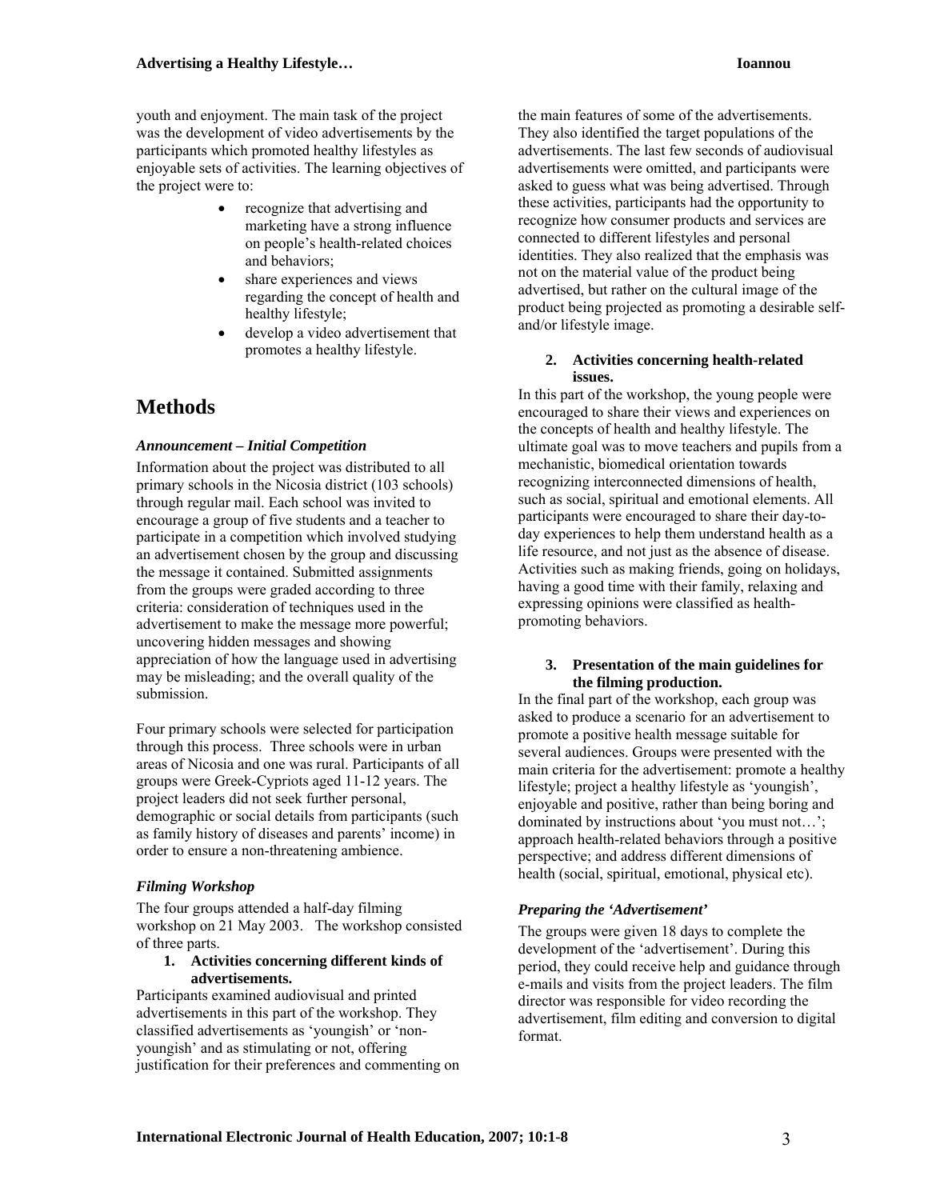youth and enjoyment. The main task of the project was the development of video advertisements by the participants which promoted healthy lifestyles as enjoyable sets of activities. The learning objectives of the project were to:

- recognize that advertising and marketing have a strong influence on people's health-related choices and behaviors;
- share experiences and views regarding the concept of health and healthy lifestyle;
- develop a video advertisement that promotes a healthy lifestyle.

# Methods

### *Announcement – Initial Competition*

Information about the project was distributed to all primary schools in the Nicosia district (103 schools) through regular mail. Each school was invited to encourage a group of five students and a teacher to participate in a competition which involved studying an advertisement chosen by the group and discussing the message it contained. Submitted assignments from the groups were graded according to three criteria: consideration of techniques used in the advertisement to make the message more powerful; uncovering hidden messages and showing appreciation of how the language used in advertising may be misleading; and the overall quality of the submission.

Four primary schools were selected for participation through this process. Three schools were in urban areas of Nicosia and one was rural. Participants of all groups were Greek-Cypriots aged 11-12 years. The project leaders did not seek further personal, demographic or social details from participants (such as family history of diseases and parents' income) in order to ensure a non-threatening ambience.

### *Filming Workshop*

The four groups attended a half-day filming workshop on 21 May 2003. The workshop consisted of three parts.

1. **Activities concerning different kinds of advertisements.**

Participants examined audiovisual and printed advertisements in this part of the workshop. They classified advertisements as 'youngish' or 'non-youngish' and as stimulating or not, offering justification for their preferences and commenting on the main features of some of the advertisements. They also identified the target populations of the advertisements. The last few seconds of audiovisual advertisements were omitted, and participants were asked to guess what was being advertised. Through these activities, participants had the opportunity to recognize how consumer products and services are connected to different lifestyles and personal identities. They also realized that the emphasis was not on the material value of the product being advertised, but rather on the cultural image of the product being projected as promoting a desirable self- and/or lifestyle image.

2. **Activities concerning health-related issues.**

In this part of the workshop, the young people were encouraged to share their views and experiences on the concepts of health and healthy lifestyle. The ultimate goal was to move teachers and pupils from a mechanistic, biomedical orientation towards recognizing interconnected dimensions of health, such as social, spiritual and emotional elements. All participants were encouraged to share their day-to-day experiences to help them understand health as a life resource, and not just as the absence of disease. Activities such as making friends, going on holidays, having a good time with their family, relaxing and expressing opinions were classified as health-promoting behaviors.

3. **Presentation of the main guidelines for the filming production.**

In the final part of the workshop, each group was asked to produce a scenario for an advertisement to promote a positive health message suitable for several audiences. Groups were presented with the main criteria for the advertisement: promote a healthy lifestyle; project a healthy lifestyle as 'youngish', enjoyable and positive, rather than being boring and dominated by instructions about 'you must not…'; approach health-related behaviors through a positive perspective; and address different dimensions of health (social, spiritual, emotional, physical etc).

### *Preparing the 'Advertisement'*

The groups were given 18 days to complete the development of the 'advertisement'. During this period, they could receive help and guidance through e-mails and visits from the project leaders. The film director was responsible for video recording the advertisement, film editing and conversion to digital format.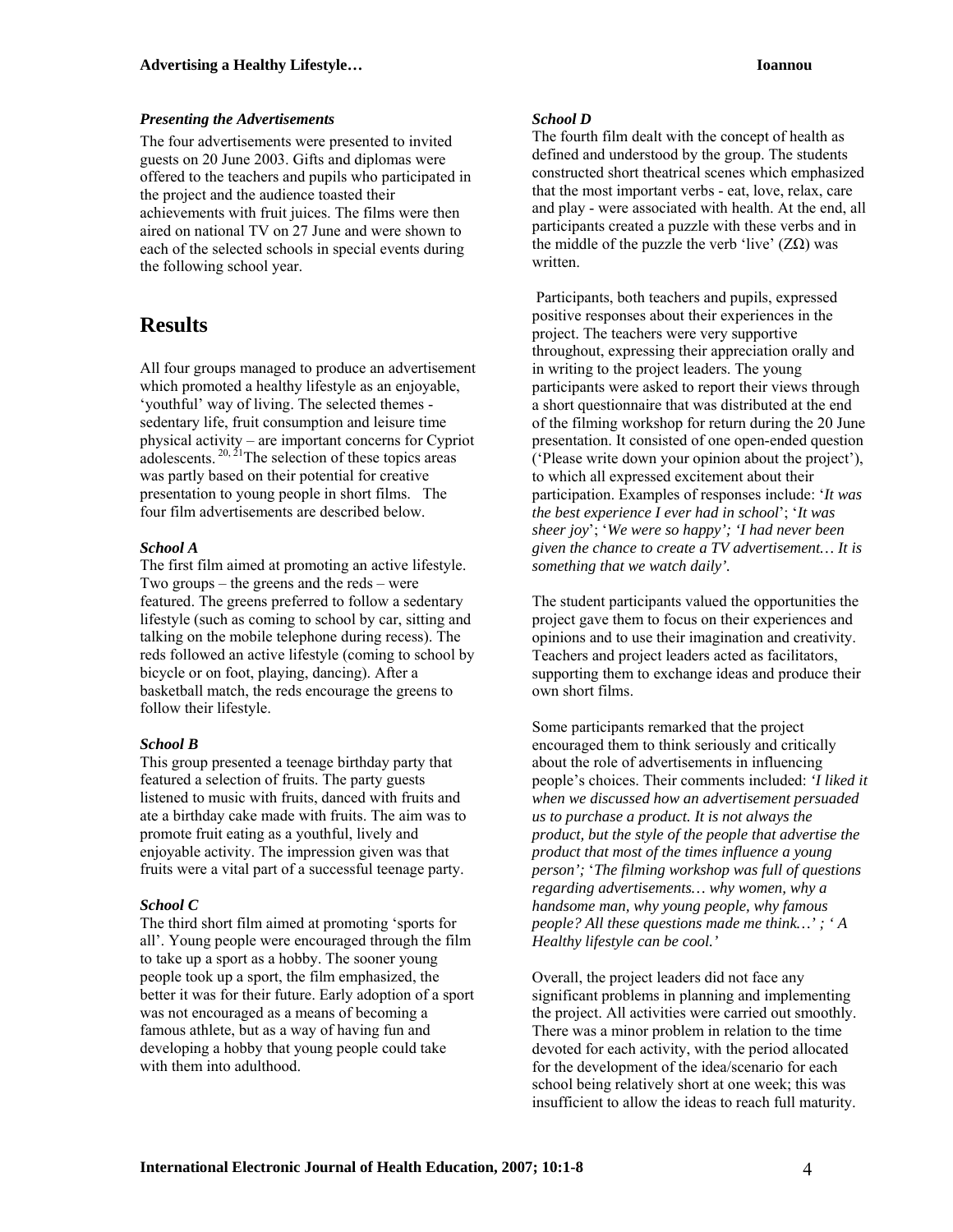### *Presenting the Advertisements*

The four advertisements were presented to invited guests on 20 June 2003. Gifts and diplomas were offered to the teachers and pupils who participated in the project and the audience toasted their achievements with fruit juices. The films were then aired on national TV on 27 June and were shown to each of the selected schools in special events during the following school year.

## Results

All four groups managed to produce an advertisement which promoted a healthy lifestyle as an enjoyable, 'youthful' way of living. The selected themes - sedentary life, fruit consumption and leisure time physical activity – are important concerns for Cypriot adolescents. [20, 21] The selection of these topics areas was partly based on their potential for creative presentation to young people in short films. The four film advertisements are described below.

### *School A*

The first film aimed at promoting an active lifestyle. Two groups – the greens and the reds – were featured. The greens preferred to follow a sedentary lifestyle (such as coming to school by car, sitting and talking on the mobile telephone during recess). The reds followed an active lifestyle (coming to school by bicycle or on foot, playing, dancing). After a basketball match, the reds encourage the greens to follow their lifestyle.

### *School B*

This group presented a teenage birthday party that featured a selection of fruits. The party guests listened to music with fruits, danced with fruits and ate a birthday cake made with fruits. The aim was to promote fruit eating as a youthful, lively and enjoyable activity. The impression given was that fruits were a vital part of a successful teenage party.

### *School C*

The third short film aimed at promoting 'sports for all'. Young people were encouraged through the film to take up a sport as a hobby. The sooner young people took up a sport, the film emphasized, the better it was for their future. Early adoption of a sport was not encouraged as a means of becoming a famous athlete, but as a way of having fun and developing a hobby that young people could take with them into adulthood.

### *School D*

The fourth film dealt with the concept of health as defined and understood by the group. The students constructed short theatrical scenes which emphasized that the most important verbs - eat, love, relax, care and play - were associated with health. At the end, all participants created a puzzle with these verbs and in the middle of the puzzle the verb 'live' (ΖΩ) was written.

Participants, both teachers and pupils, expressed positive responses about their experiences in the project. The teachers were very supportive throughout, expressing their appreciation orally and in writing to the project leaders. The young participants were asked to report their views through a short questionnaire that was distributed at the end of the filming workshop for return during the 20 June presentation. It consisted of one open-ended question ('Please write down your opinion about the project'), to which all expressed excitement about their participation. Examples of responses include: '*It was the best experience I ever had in school*'; '*It was sheer joy*'; '*We were so happy'; 'I had never been given the chance to create a TV advertisement… It is something that we watch daily'.*

The student participants valued the opportunities the project gave them to focus on their experiences and opinions and to use their imagination and creativity. Teachers and project leaders acted as facilitators, supporting them to exchange ideas and produce their own short films.

Some participants remarked that the project encouraged them to think seriously and critically about the role of advertisements in influencing people's choices. Their comments included: *'I liked it when we discussed how an advertisement persuaded us to purchase a product. It is not always the product, but the style of the people that advertise the product that most of the times influence a young person';* '*The filming workshop was full of questions regarding advertisements… why women, why a handsome man, why young people, why famous people? All these questions made me think…' ; ' A Healthy lifestyle can be cool.'*

Overall, the project leaders did not face any significant problems in planning and implementing the project. All activities were carried out smoothly. There was a minor problem in relation to the time devoted for each activity, with the period allocated for the development of the idea/scenario for each school being relatively short at one week; this was insufficient to allow the ideas to reach full maturity.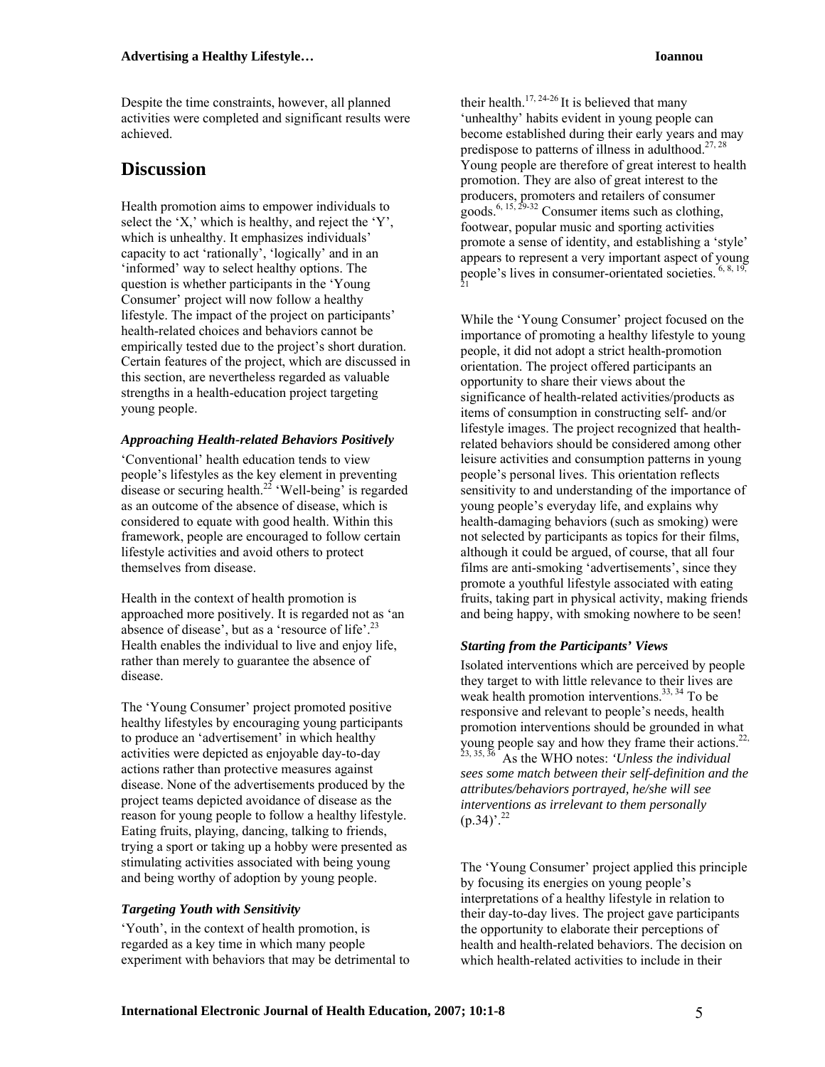Despite the time constraints, however, all planned activities were completed and significant results were achieved.

## Discussion

Health promotion aims to empower individuals to select the 'X,' which is healthy, and reject the 'Y', which is unhealthy. It emphasizes individuals' capacity to act 'rationally', 'logically' and in an 'informed' way to select healthy options. The question is whether participants in the 'Young Consumer' project will now follow a healthy lifestyle. The impact of the project on participants' health-related choices and behaviors cannot be empirically tested due to the project's short duration. Certain features of the project, which are discussed in this section, are nevertheless regarded as valuable strengths in a health-education project targeting young people.

### *Approaching Health-related Behaviors Positively*

'Conventional' health education tends to view people's lifestyles as the key element in preventing disease or securing health.[22] 'Well-being' is regarded as an outcome of the absence of disease, which is considered to equate with good health. Within this framework, people are encouraged to follow certain lifestyle activities and avoid others to protect themselves from disease.

Health in the context of health promotion is approached more positively. It is regarded not as 'an absence of disease', but as a 'resource of life'.[23] Health enables the individual to live and enjoy life, rather than merely to guarantee the absence of disease.

The 'Young Consumer' project promoted positive healthy lifestyles by encouraging young participants to produce an 'advertisement' in which healthy activities were depicted as enjoyable day-to-day actions rather than protective measures against disease. None of the advertisements produced by the project teams depicted avoidance of disease as the reason for young people to follow a healthy lifestyle. Eating fruits, playing, dancing, talking to friends, trying a sport or taking up a hobby were presented as stimulating activities associated with being young and being worthy of adoption by young people.

### *Targeting Youth with Sensitivity*

'Youth', in the context of health promotion, is regarded as a key time in which many people experiment with behaviors that may be detrimental to their health.[17, 24-26] It is believed that many 'unhealthy' habits evident in young people can become established during their early years and may predispose to patterns of illness in adulthood.[27, 28] Young people are therefore of great interest to health promotion. They are also of great interest to the producers, promoters and retailers of consumer goods.[6, 15, 29-32] Consumer items such as clothing, footwear, popular music and sporting activities promote a sense of identity, and establishing a 'style' appears to represent a very important aspect of young people's lives in consumer-orientated societies.[6, 8, 19, 21]

While the 'Young Consumer' project focused on the importance of promoting a healthy lifestyle to young people, it did not adopt a strict health-promotion orientation. The project offered participants an opportunity to share their views about the significance of health-related activities/products as items of consumption in constructing self- and/or lifestyle images. The project recognized that health-related behaviors should be considered among other leisure activities and consumption patterns in young people's personal lives. This orientation reflects sensitivity to and understanding of the importance of young people's everyday life, and explains why health-damaging behaviors (such as smoking) were not selected by participants as topics for their films, although it could be argued, of course, that all four films are anti-smoking 'advertisements', since they promote a youthful lifestyle associated with eating fruits, taking part in physical activity, making friends and being happy, with smoking nowhere to be seen!

### *Starting from the Participants' Views*

Isolated interventions which are perceived by people they target to with little relevance to their lives are weak health promotion interventions.[33, 34] To be responsive and relevant to people's needs, health promotion interventions should be grounded in what young people say and how they frame their actions.[22, 23, 35, 36] As the WHO notes: *'Unless the individual sees some match between their self-definition and the attributes/behaviors portrayed, he/she will see interventions as irrelevant to them personally* (p.34)'.[22]

The 'Young Consumer' project applied this principle by focusing its energies on young people's interpretations of a healthy lifestyle in relation to their day-to-day lives. The project gave participants the opportunity to elaborate their perceptions of health and health-related behaviors. The decision on which health-related activities to include in their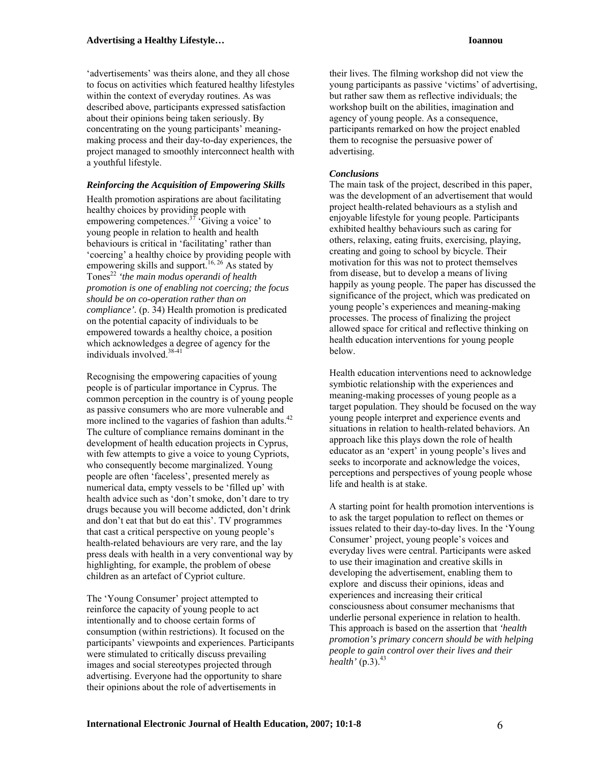'advertisements' was theirs alone, and they all chose to focus on activities which featured healthy lifestyles within the context of everyday routines. As was described above, participants expressed satisfaction about their opinions being taken seriously. By concentrating on the young participants' meaning-making process and their day-to-day experiences, the project managed to smoothly interconnect health with a youthful lifestyle.

### *Reinforcing the Acquisition of Empowering Skills*

Health promotion aspirations are about facilitating healthy choices by providing people with empowering competences.[37] 'Giving a voice' to young people in relation to health and health behaviours is critical in 'facilitating' rather than 'coercing' a healthy choice by providing people with empowering skills and support.[16, 26] As stated by Tones[22] *'the main modus operandi of health promotion is one of enabling not coercing; the focus should be on co-operation rather than on compliance'.* (p. 34) Health promotion is predicated on the potential capacity of individuals to be empowered towards a healthy choice, a position which acknowledges a degree of agency for the individuals involved.[38-41]

Recognising the empowering capacities of young people is of particular importance in Cyprus. The common perception in the country is of young people as passive consumers who are more vulnerable and more inclined to the vagaries of fashion than adults.[42] The culture of compliance remains dominant in the development of health education projects in Cyprus, with few attempts to give a voice to young Cypriots, who consequently become marginalized. Young people are often 'faceless', presented merely as numerical data, empty vessels to be 'filled up' with health advice such as 'don't smoke, don't dare to try drugs because you will become addicted, don't drink and don't eat that but do eat this'. TV programmes that cast a critical perspective on young people's health-related behaviours are very rare, and the lay press deals with health in a very conventional way by highlighting, for example, the problem of obese children as an artefact of Cypriot culture.

The 'Young Consumer' project attempted to reinforce the capacity of young people to act intentionally and to choose certain forms of consumption (within restrictions). It focused on the participants' viewpoints and experiences. Participants were stimulated to critically discuss prevailing images and social stereotypes projected through advertising. Everyone had the opportunity to share their opinions about the role of advertisements in their lives. The filming workshop did not view the young participants as passive 'victims' of advertising, but rather saw them as reflective individuals; the workshop built on the abilities, imagination and agency of young people. As a consequence, participants remarked on how the project enabled them to recognise the persuasive power of advertising.

### *Conclusions*

The main task of the project, described in this paper, was the development of an advertisement that would project health-related behaviours as a stylish and enjoyable lifestyle for young people. Participants exhibited healthy behaviours such as caring for others, relaxing, eating fruits, exercising, playing, creating and going to school by bicycle. Their motivation for this was not to protect themselves from disease, but to develop a means of living happily as young people. The paper has discussed the significance of the project, which was predicated on young people's experiences and meaning-making processes. The process of finalizing the project allowed space for critical and reflective thinking on health education interventions for young people below.

Health education interventions need to acknowledge symbiotic relationship with the experiences and meaning-making processes of young people as a target population. They should be focused on the way young people interpret and experience events and situations in relation to health-related behaviors. An approach like this plays down the role of health educator as an 'expert' in young people's lives and seeks to incorporate and acknowledge the voices, perceptions and perspectives of young people whose life and health is at stake.

A starting point for health promotion interventions is to ask the target population to reflect on themes or issues related to their day-to-day lives. In the 'Young Consumer' project, young people's voices and everyday lives were central. Participants were asked to use their imagination and creative skills in developing the advertisement, enabling them to explore and discuss their opinions, ideas and experiences and increasing their critical consciousness about consumer mechanisms that underlie personal experience in relation to health. This approach is based on the assertion that *'health promotion's primary concern should be with helping people to gain control over their lives and their health'* (p.3).[43]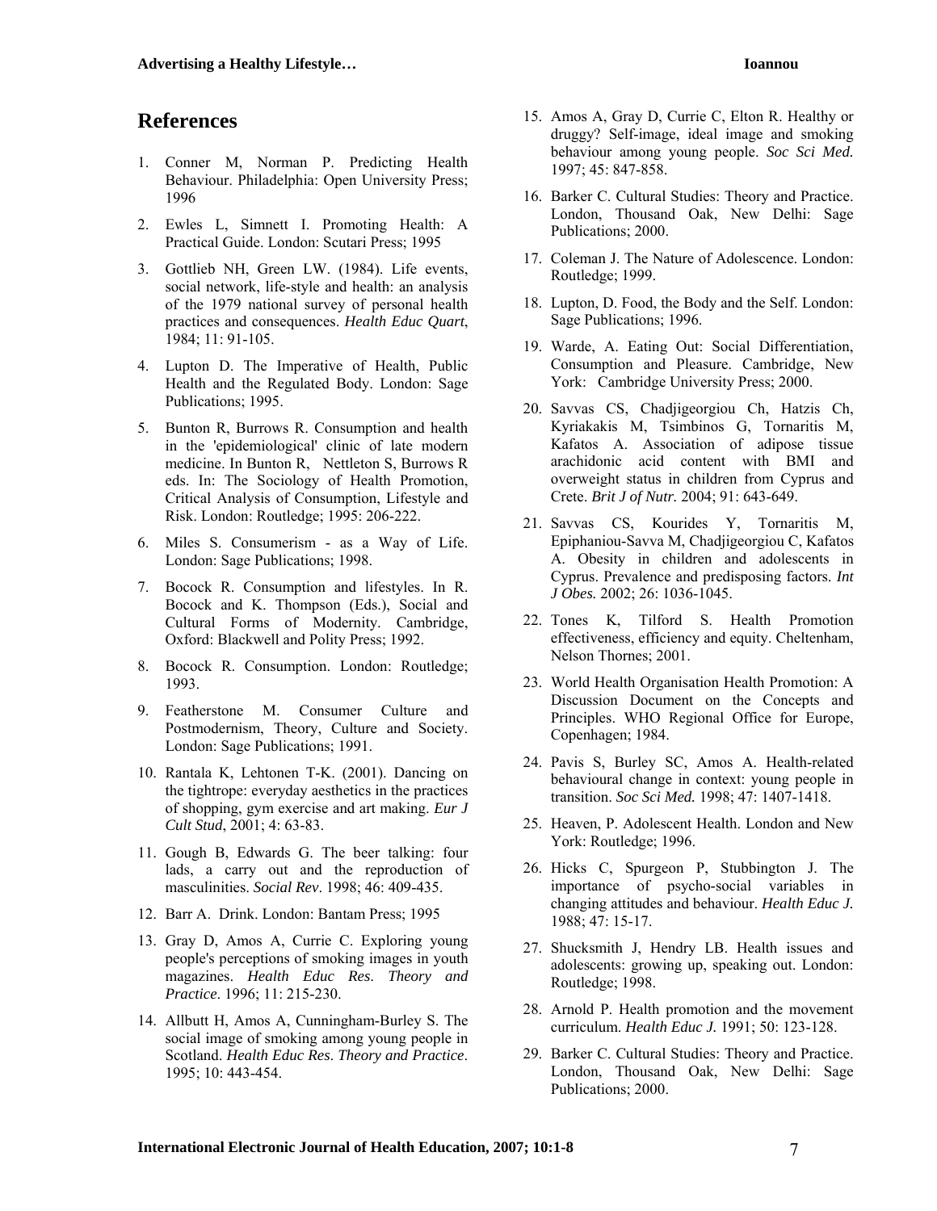## References

1. Conner M, Norman P. Predicting Health Behaviour. Philadelphia: Open University Press; 1996
2. Ewles L, Simnett I. Promoting Health: A Practical Guide. London: Scutari Press; 1995
3. Gottlieb NH, Green LW. (1984). Life events, social network, life-style and health: an analysis of the 1979 national survey of personal health practices and consequences. *Health Educ Quart*, 1984; 11: 91-105.
4. Lupton D. The Imperative of Health, Public Health and the Regulated Body. London: Sage Publications; 1995.
5. Bunton R, Burrows R. Consumption and health in the 'epidemiological' clinic of late modern medicine. In Bunton R, Nettleton S, Burrows R eds. In: The Sociology of Health Promotion, Critical Analysis of Consumption, Lifestyle and Risk. London: Routledge; 1995: 206-222.
6. Miles S. Consumerism - as a Way of Life. London: Sage Publications; 1998.
7. Bocock R. Consumption and lifestyles. In R. Bocock and K. Thompson (Eds.), Social and Cultural Forms of Modernity. Cambridge, Oxford: Blackwell and Polity Press; 1992.
8. Bocock R. Consumption. London: Routledge; 1993.
9. Featherstone M. Consumer Culture and Postmodernism, Theory, Culture and Society. London: Sage Publications; 1991.
10. Rantala K, Lehtonen T-K. (2001). Dancing on the tightrope: everyday aesthetics in the practices of shopping, gym exercise and art making. *Eur J Cult Stud*, 2001; 4: 63-83.
11. Gough B, Edwards G. The beer talking: four lads, a carry out and the reproduction of masculinities. *Social Rev*. 1998; 46: 409-435.
12. Barr A. Drink. London: Bantam Press; 1995
13. Gray D, Amos A, Currie C. Exploring young people's perceptions of smoking images in youth magazines. *Health Educ Res. Theory and Practice*. 1996; 11: 215-230.
14. Allbutt H, Amos A, Cunningham-Burley S. The social image of smoking among young people in Scotland. *Health Educ Res. Theory and Practice*. 1995; 10: 443-454.
15. Amos A, Gray D, Currie C, Elton R. Healthy or druggy? Self-image, ideal image and smoking behaviour among young people. *Soc Sci Med.* 1997; 45: 847-858.
16. Barker C. Cultural Studies: Theory and Practice. London, Thousand Oak, New Delhi: Sage Publications; 2000.
17. Coleman J. The Nature of Adolescence. London: Routledge; 1999.
18. Lupton, D. Food, the Body and the Self. London: Sage Publications; 1996.
19. Warde, A. Eating Out: Social Differentiation, Consumption and Pleasure. Cambridge, New York: Cambridge University Press; 2000.
20. Savvas CS, Chadjigeorgiou Ch, Hatzis Ch, Kyriakakis M, Tsimbinos G, Tornaritis M, Kafatos A. Association of adipose tissue arachidonic acid content with BMI and overweight status in children from Cyprus and Crete. *Brit J of Nutr.* 2004; 91: 643-649.
21. Savvas CS, Kourides Y, Tornaritis M, Epiphaniou-Savva M, Chadjigeorgiou C, Kafatos A. Obesity in children and adolescents in Cyprus. Prevalence and predisposing factors. *Int J Obes.* 2002; 26: 1036-1045.
22. Tones K, Tilford S. Health Promotion effectiveness, efficiency and equity. Cheltenham, Nelson Thornes; 2001.
23. World Health Organisation Health Promotion: A Discussion Document on the Concepts and Principles. WHO Regional Office for Europe, Copenhagen; 1984.
24. Pavis S, Burley SC, Amos A. Health-related behavioural change in context: young people in transition. *Soc Sci Med.* 1998; 47: 1407-1418.
25. Heaven, P. Adolescent Health. London and New York: Routledge; 1996.
26. Hicks C, Spurgeon P, Stubbington J. The importance of psycho-social variables in changing attitudes and behaviour. *Health Educ J.* 1988; 47: 15-17.
27. Shucksmith J, Hendry LB. Health issues and adolescents: growing up, speaking out. London: Routledge; 1998.
28. Arnold P. Health promotion and the movement curriculum. *Health Educ J.* 1991; 50: 123-128.
29. Barker C. Cultural Studies: Theory and Practice. London, Thousand Oak, New Delhi: Sage Publications; 2000.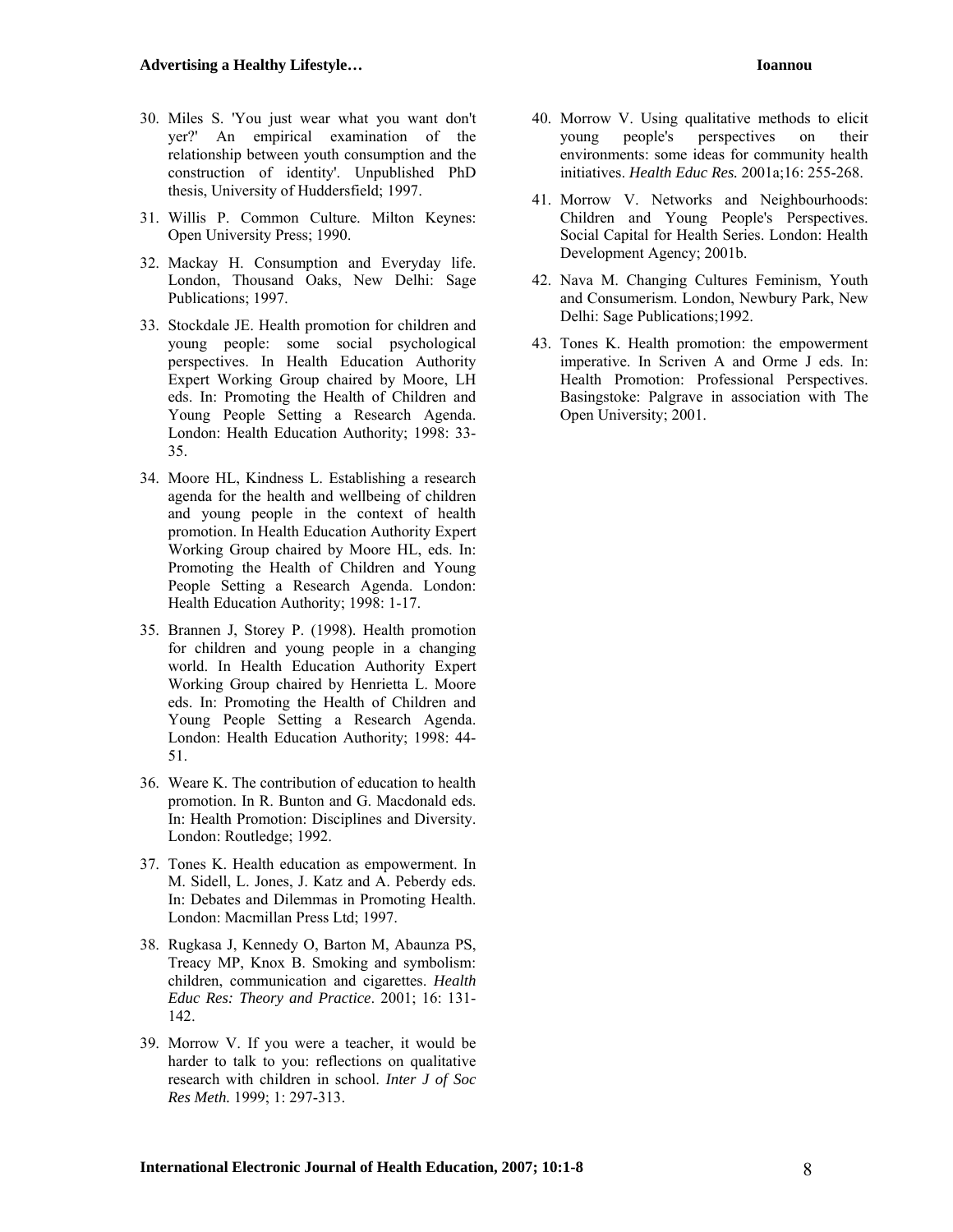30. Miles S. 'You just wear what you want don't yer?' An empirical examination of the relationship between youth consumption and the construction of identity'. Unpublished PhD thesis, University of Huddersfield; 1997.

31. Willis P. Common Culture. Milton Keynes: Open University Press; 1990.

32. Mackay H. Consumption and Everyday life. London, Thousand Oaks, New Delhi: Sage Publications; 1997.

33. Stockdale JE. Health promotion for children and young people: some social psychological perspectives. In Health Education Authority Expert Working Group chaired by Moore, LH eds. In: Promoting the Health of Children and Young People Setting a Research Agenda. London: Health Education Authority; 1998: 33-35.

34. Moore HL, Kindness L. Establishing a research agenda for the health and wellbeing of children and young people in the context of health promotion. In Health Education Authority Expert Working Group chaired by Moore HL, eds. In: Promoting the Health of Children and Young People Setting a Research Agenda. London: Health Education Authority; 1998: 1-17.

35. Brannen J, Storey P. (1998). Health promotion for children and young people in a changing world. In Health Education Authority Expert Working Group chaired by Henrietta L. Moore eds. In: Promoting the Health of Children and Young People Setting a Research Agenda. London: Health Education Authority; 1998: 44-51.

36. Weare K. The contribution of education to health promotion. In R. Bunton and G. Macdonald eds. In: Health Promotion: Disciplines and Diversity. London: Routledge; 1992.

37. Tones K. Health education as empowerment. In M. Sidell, L. Jones, J. Katz and A. Peberdy eds. In: Debates and Dilemmas in Promoting Health. London: Macmillan Press Ltd; 1997.

38. Rugkasa J, Kennedy O, Barton M, Abaunza PS, Treacy MP, Knox B. Smoking and symbolism: children, communication and cigarettes. *Health Educ Res: Theory and Practice*. 2001; 16: 131-142.

39. Morrow V. If you were a teacher, it would be harder to talk to you: reflections on qualitative research with children in school. *Inter J of Soc Res Meth.* 1999; 1: 297-313.

40. Morrow V. Using qualitative methods to elicit young people's perspectives on their environments: some ideas for community health initiatives. *Health Educ Res.* 2001a;16: 255-268.

41. Morrow V. Networks and Neighbourhoods: Children and Young People's Perspectives. Social Capital for Health Series. London: Health Development Agency; 2001b.

42. Nava M. Changing Cultures Feminism, Youth and Consumerism. London, Newbury Park, New Delhi: Sage Publications;1992.

43. Tones K. Health promotion: the empowerment imperative. In Scriven A and Orme J eds. In: Health Promotion: Professional Perspectives. Basingstoke: Palgrave in association with The Open University; 2001.